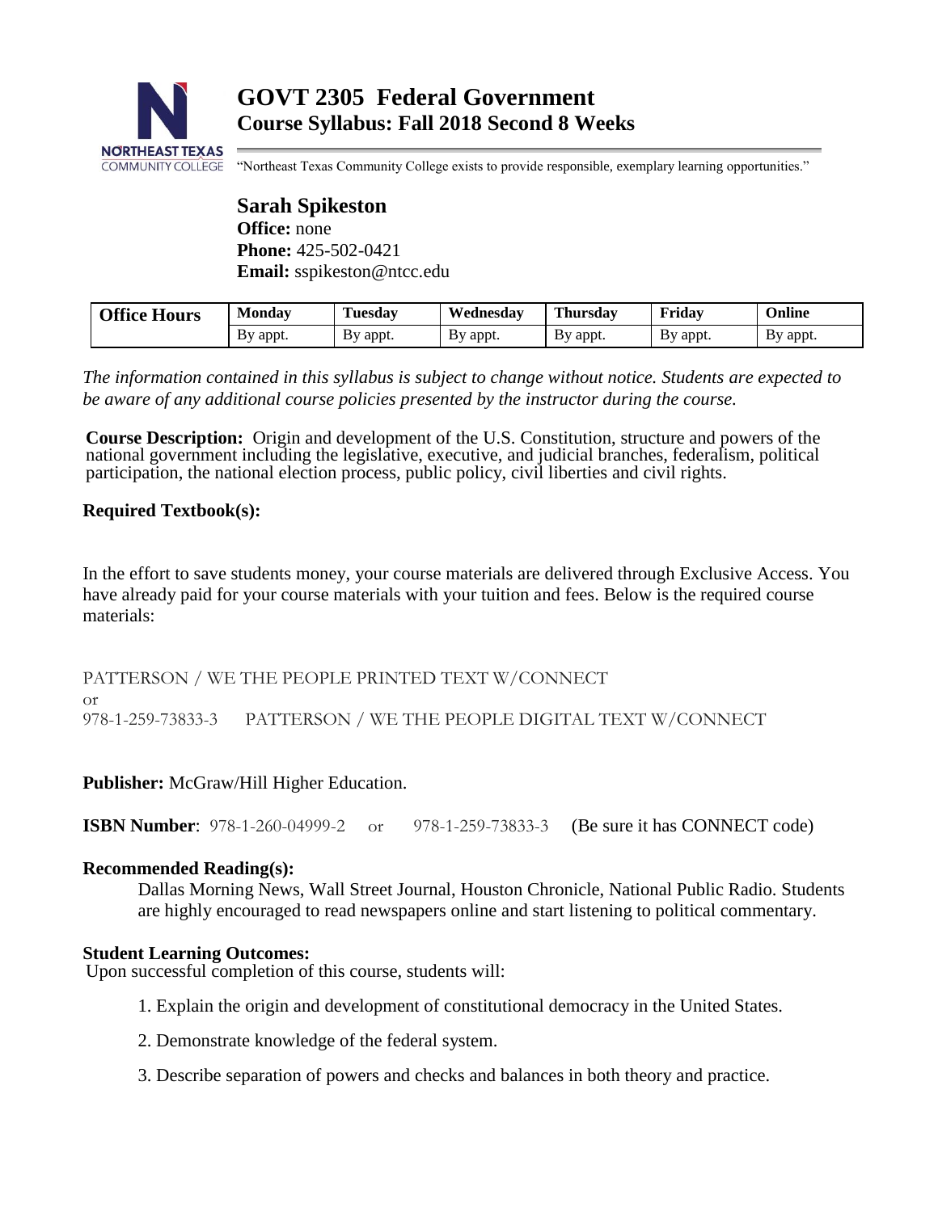# GOVT 2305 Federal Government

## Course Syllabus: Fall 2018 Second 8 Weeks

NORTHEAST TEXAS COMMUNITY COLLEGE

"Northeast Texas Community College exists to provide responsible, exemplary learning opportunities."

**Sarah Spikeston**
**Office:** none
**Phone:** 425-502-0421
**Email:** sspikeston@ntcc.edu

| Office Hours | Monday | Tuesday | Wednesday | Thursday | Friday | Online |
|---|---|---|---|---|---|---|
| | By appt. | By appt. | By appt. | By appt. | By appt. | By appt. |

*The information contained in this syllabus is subject to change without notice. Students are expected to be aware of any additional course policies presented by the instructor during the course.*

**Course Description:** Origin and development of the U.S. Constitution, structure and powers of the national government including the legislative, executive, and judicial branches, federalism, political participation, the national election process, public policy, civil liberties and civil rights.

**Required Textbook(s):**

In the effort to save students money, your course materials are delivered through Exclusive Access. You have already paid for your course materials with your tuition and fees. Below is the required course materials:

PATTERSON / WE THE PEOPLE PRINTED TEXT W/CONNECT
or
978-1-259-73833-3 PATTERSON / WE THE PEOPLE DIGITAL TEXT W/CONNECT

**Publisher:** McGraw/Hill Higher Education.

**ISBN Number**: 978-1-260-04999-2 or 978-1-259-73833-3 (Be sure it has CONNECT code)

**Recommended Reading(s):**

Dallas Morning News, Wall Street Journal, Houston Chronicle, National Public Radio. Students are highly encouraged to read newspapers online and start listening to political commentary.

**Student Learning Outcomes:**

Upon successful completion of this course, students will:

1. Explain the origin and development of constitutional democracy in the United States.
2. Demonstrate knowledge of the federal system.
3. Describe separation of powers and checks and balances in both theory and practice.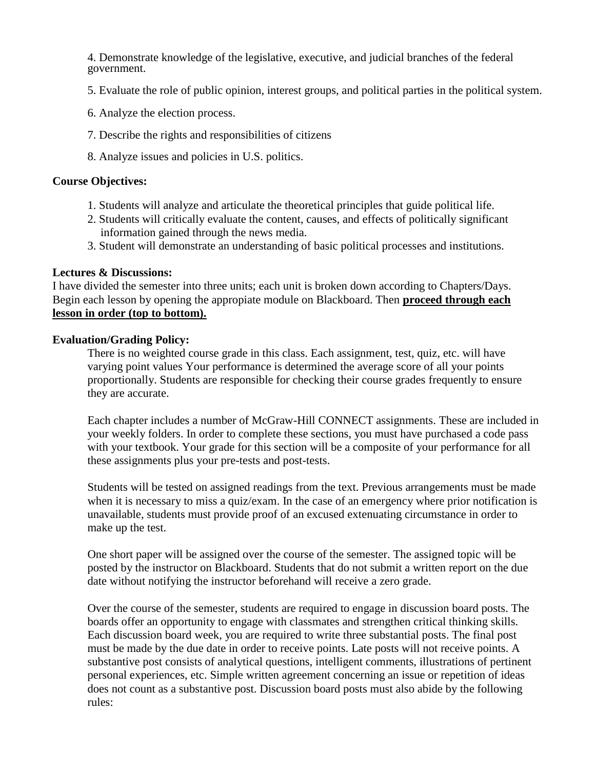4. Demonstrate knowledge of the legislative, executive, and judicial branches of the federal government.

5. Evaluate the role of public opinion, interest groups, and political parties in the political system.

6. Analyze the election process.

7. Describe the rights and responsibilities of citizens

8. Analyze issues and policies in U.S. politics.

**Course Objectives:**

1. Students will analyze and articulate the theoretical principles that guide political life.
2. Students will critically evaluate the content, causes, and effects of politically significant information gained through the news media.
3. Student will demonstrate an understanding of basic political processes and institutions.

**Lectures & Discussions:**

I have divided the semester into three units; each unit is broken down according to Chapters/Days. Begin each lesson by opening the appropiate module on Blackboard. Then **proceed through each lesson in order (top to bottom).**

**Evaluation/Grading Policy:**

There is no weighted course grade in this class. Each assignment, test, quiz, etc. will have varying point values Your performance is determined the average score of all your points proportionally. Students are responsible for checking their course grades frequently to ensure they are accurate.

Each chapter includes a number of McGraw-Hill CONNECT assignments. These are included in your weekly folders. In order to complete these sections, you must have purchased a code pass with your textbook. Your grade for this section will be a composite of your performance for all these assignments plus your pre-tests and post-tests.

Students will be tested on assigned readings from the text. Previous arrangements must be made when it is necessary to miss a quiz/exam. In the case of an emergency where prior notification is unavailable, students must provide proof of an excused extenuating circumstance in order to make up the test.

One short paper will be assigned over the course of the semester. The assigned topic will be posted by the instructor on Blackboard. Students that do not submit a written report on the due date without notifying the instructor beforehand will receive a zero grade.

Over the course of the semester, students are required to engage in discussion board posts. The boards offer an opportunity to engage with classmates and strengthen critical thinking skills. Each discussion board week, you are required to write three substantial posts. The final post must be made by the due date in order to receive points. Late posts will not receive points. A substantive post consists of analytical questions, intelligent comments, illustrations of pertinent personal experiences, etc. Simple written agreement concerning an issue or repetition of ideas does not count as a substantive post. Discussion board posts must also abide by the following rules: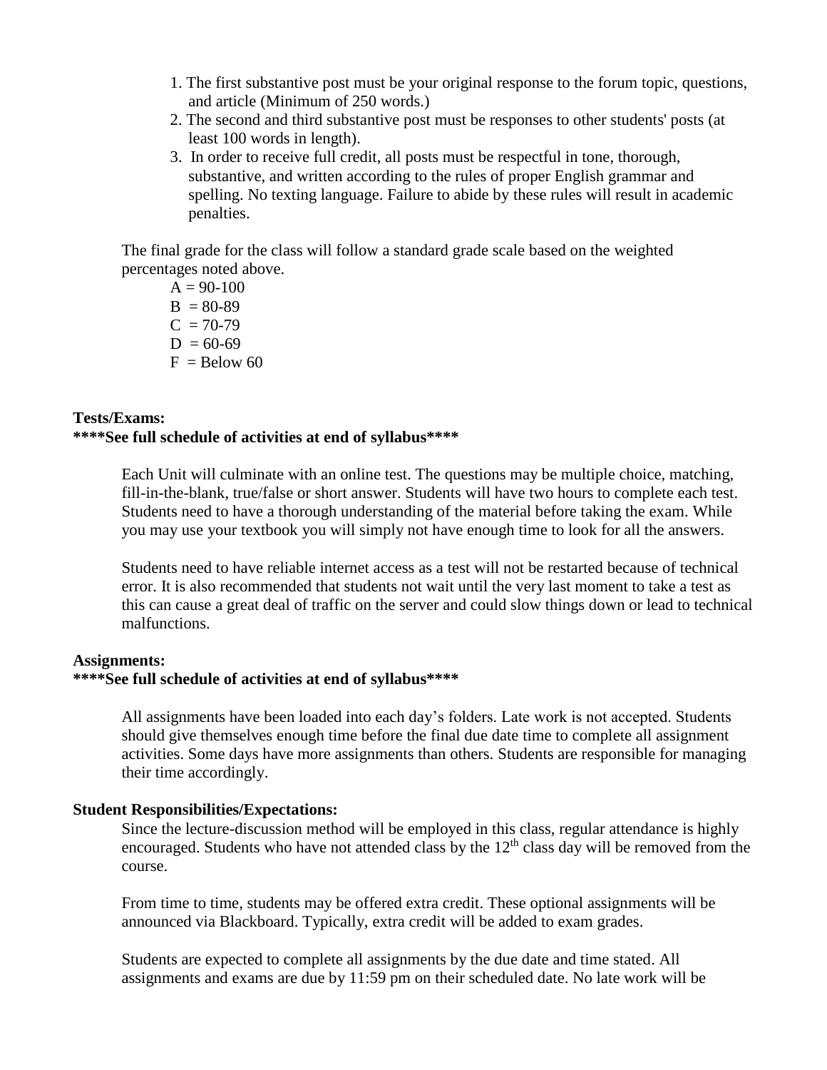1. The first substantive post must be your original response to the forum topic, questions, and article (Minimum of 250 words.)
2. The second and third substantive post must be responses to other students' posts (at least 100 words in length).
3. In order to receive full credit, all posts must be respectful in tone, thorough, substantive, and written according to the rules of proper English grammar and spelling. No texting language. Failure to abide by these rules will result in academic penalties.

The final grade for the class will follow a standard grade scale based on the weighted percentages noted above.

A = 90-100
B = 80-89
C = 70-79
D = 60-69
F = Below 60

**Tests/Exams:**
**\*\*\*\*See full schedule of activities at end of syllabus\*\*\*\***

Each Unit will culminate with an online test. The questions may be multiple choice, matching, fill-in-the-blank, true/false or short answer. Students will have two hours to complete each test. Students need to have a thorough understanding of the material before taking the exam. While you may use your textbook you will simply not have enough time to look for all the answers.

Students need to have reliable internet access as a test will not be restarted because of technical error. It is also recommended that students not wait until the very last moment to take a test as this can cause a great deal of traffic on the server and could slow things down or lead to technical malfunctions.

**Assignments:**
**\*\*\*\*See full schedule of activities at end of syllabus\*\*\*\***

All assignments have been loaded into each day's folders. Late work is not accepted. Students should give themselves enough time before the final due date time to complete all assignment activities. Some days have more assignments than others. Students are responsible for managing their time accordingly.

**Student Responsibilities/Expectations:**

Since the lecture-discussion method will be employed in this class, regular attendance is highly encouraged. Students who have not attended class by the 12th class day will be removed from the course.

From time to time, students may be offered extra credit. These optional assignments will be announced via Blackboard. Typically, extra credit will be added to exam grades.

Students are expected to complete all assignments by the due date and time stated. All assignments and exams are due by 11:59 pm on their scheduled date. No late work will be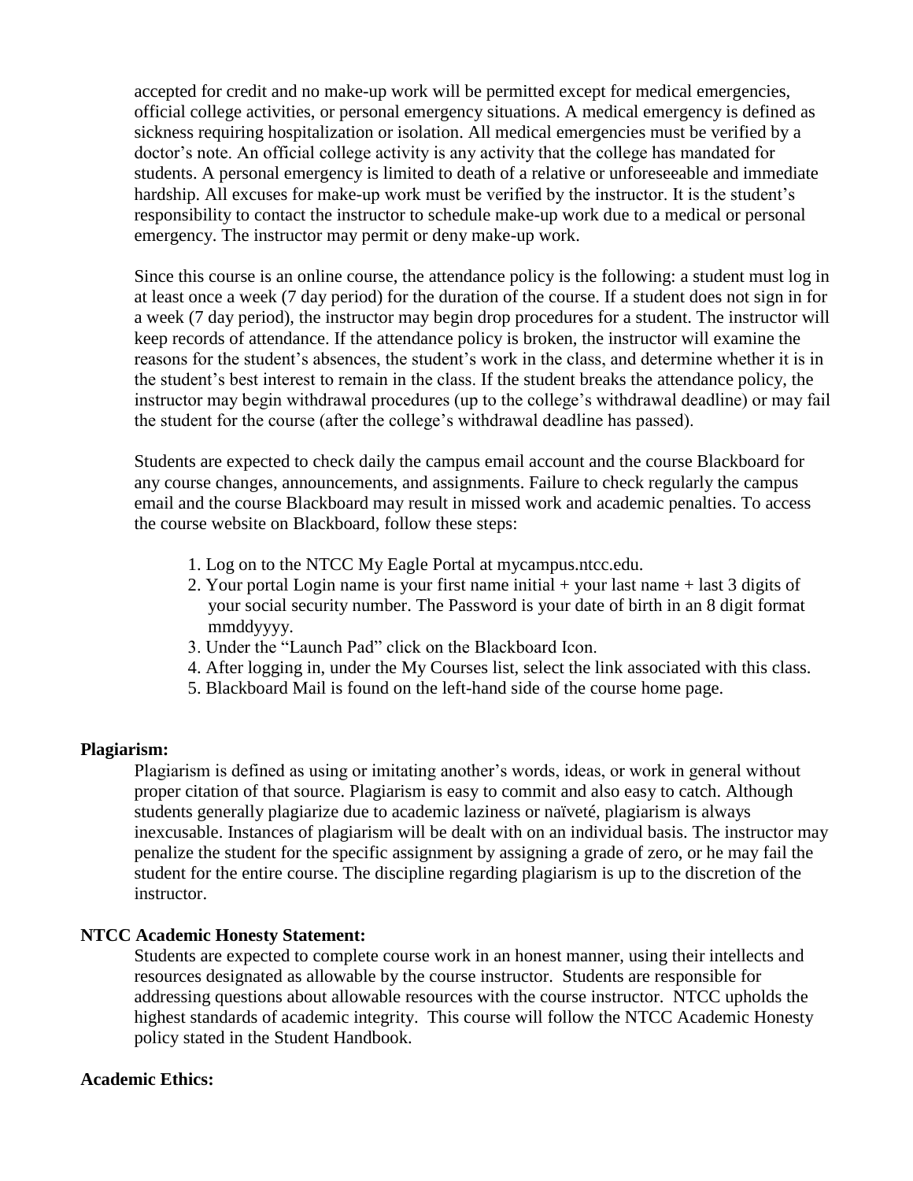accepted for credit and no make-up work will be permitted except for medical emergencies, official college activities, or personal emergency situations. A medical emergency is defined as sickness requiring hospitalization or isolation. All medical emergencies must be verified by a doctor's note. An official college activity is any activity that the college has mandated for students. A personal emergency is limited to death of a relative or unforeseeable and immediate hardship. All excuses for make-up work must be verified by the instructor. It is the student's responsibility to contact the instructor to schedule make-up work due to a medical or personal emergency. The instructor may permit or deny make-up work.

Since this course is an online course, the attendance policy is the following: a student must log in at least once a week (7 day period) for the duration of the course. If a student does not sign in for a week (7 day period), the instructor may begin drop procedures for a student. The instructor will keep records of attendance. If the attendance policy is broken, the instructor will examine the reasons for the student's absences, the student's work in the class, and determine whether it is in the student's best interest to remain in the class. If the student breaks the attendance policy, the instructor may begin withdrawal procedures (up to the college's withdrawal deadline) or may fail the student for the course (after the college's withdrawal deadline has passed).

Students are expected to check daily the campus email account and the course Blackboard for any course changes, announcements, and assignments. Failure to check regularly the campus email and the course Blackboard may result in missed work and academic penalties. To access the course website on Blackboard, follow these steps:

1. Log on to the NTCC My Eagle Portal at mycampus.ntcc.edu.
2. Your portal Login name is your first name initial + your last name + last 3 digits of your social security number. The Password is your date of birth in an 8 digit format mmddyyyy.
3. Under the "Launch Pad" click on the Blackboard Icon.
4. After logging in, under the My Courses list, select the link associated with this class.
5. Blackboard Mail is found on the left-hand side of the course home page.

**Plagiarism:**

Plagiarism is defined as using or imitating another's words, ideas, or work in general without proper citation of that source. Plagiarism is easy to commit and also easy to catch. Although students generally plagiarize due to academic laziness or naïveté, plagiarism is always inexcusable. Instances of plagiarism will be dealt with on an individual basis. The instructor may penalize the student for the specific assignment by assigning a grade of zero, or he may fail the student for the entire course. The discipline regarding plagiarism is up to the discretion of the instructor.

**NTCC Academic Honesty Statement:**

Students are expected to complete course work in an honest manner, using their intellects and resources designated as allowable by the course instructor. Students are responsible for addressing questions about allowable resources with the course instructor. NTCC upholds the highest standards of academic integrity. This course will follow the NTCC Academic Honesty policy stated in the Student Handbook.

**Academic Ethics:**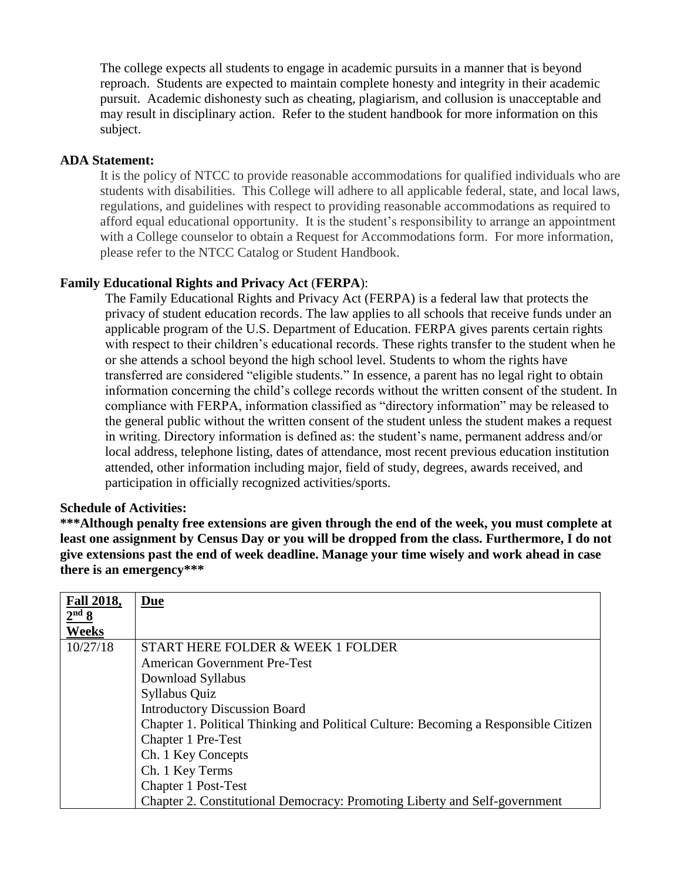The college expects all students to engage in academic pursuits in a manner that is beyond reproach. Students are expected to maintain complete honesty and integrity in their academic pursuit. Academic dishonesty such as cheating, plagiarism, and collusion is unacceptable and may result in disciplinary action. Refer to the student handbook for more information on this subject.

**ADA Statement:**

It is the policy of NTCC to provide reasonable accommodations for qualified individuals who are students with disabilities. This College will adhere to all applicable federal, state, and local laws, regulations, and guidelines with respect to providing reasonable accommodations as required to afford equal educational opportunity. It is the student's responsibility to arrange an appointment with a College counselor to obtain a Request for Accommodations form. For more information, please refer to the NTCC Catalog or Student Handbook.

**Family Educational Rights and Privacy Act (FERPA):**

The Family Educational Rights and Privacy Act (FERPA) is a federal law that protects the privacy of student education records. The law applies to all schools that receive funds under an applicable program of the U.S. Department of Education. FERPA gives parents certain rights with respect to their children's educational records. These rights transfer to the student when he or she attends a school beyond the high school level. Students to whom the rights have transferred are considered "eligible students." In essence, a parent has no legal right to obtain information concerning the child's college records without the written consent of the student. In compliance with FERPA, information classified as "directory information" may be released to the general public without the written consent of the student unless the student makes a request in writing. Directory information is defined as: the student's name, permanent address and/or local address, telephone listing, dates of attendance, most recent previous education institution attended, other information including major, field of study, degrees, awards received, and participation in officially recognized activities/sports.

**Schedule of Activities:**

**\*\*\*Although penalty free extensions are given through the end of the week, you must complete at least one assignment by Census Day or you will be dropped from the class. Furthermore, I do not give extensions past the end of week deadline. Manage your time wisely and work ahead in case there is an emergency\*\*\***

| **Fall 2018, 2nd 8 Weeks** | **Due** |
|---|---|
| 10/27/18 | START HERE FOLDER & WEEK 1 FOLDER<br>American Government Pre-Test<br>Download Syllabus<br>Syllabus Quiz<br>Introductory Discussion Board<br>Chapter 1. Political Thinking and Political Culture: Becoming a Responsible Citizen<br>Chapter 1 Pre-Test<br>Ch. 1 Key Concepts<br>Ch. 1 Key Terms<br>Chapter 1 Post-Test<br>Chapter 2. Constitutional Democracy: Promoting Liberty and Self-government |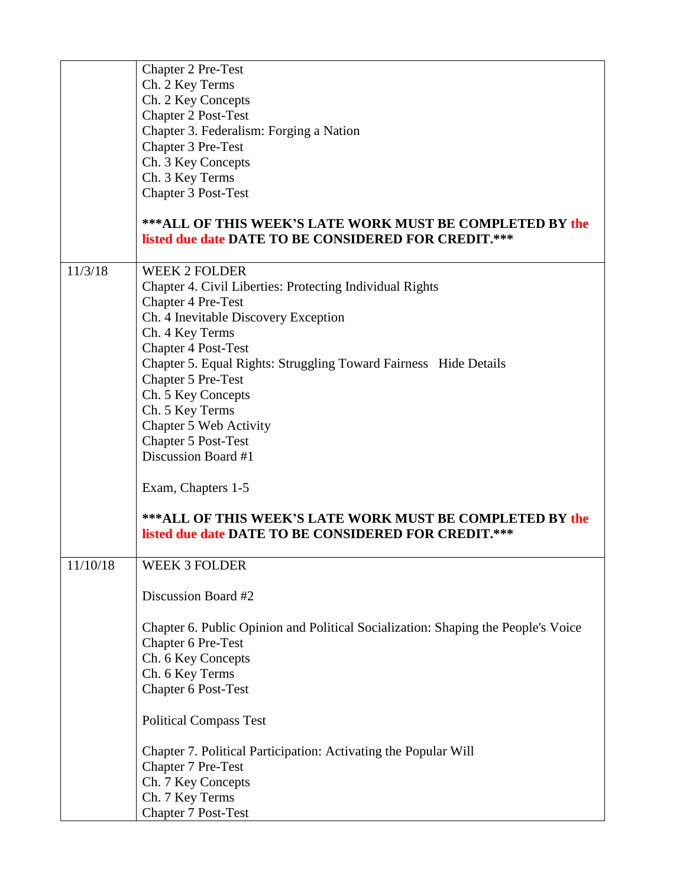| | |
|---|---|
| | Chapter 2 Pre-Test<br>Ch. 2 Key Terms<br>Ch. 2 Key Concepts<br>Chapter 2 Post-Test<br>Chapter 3. Federalism: Forging a Nation<br>Chapter 3 Pre-Test<br>Ch. 3 Key Concepts<br>Ch. 3 Key Terms<br>Chapter 3 Post-Test<br><br>**\*\*\*ALL OF THIS WEEK'S LATE WORK MUST BE COMPLETED BY the listed due date DATE TO BE CONSIDERED FOR CREDIT.\*\*\*** |
| 11/3/18 | WEEK 2 FOLDER<br>Chapter 4. Civil Liberties: Protecting Individual Rights<br>Chapter 4 Pre-Test<br>Ch. 4 Inevitable Discovery Exception<br>Ch. 4 Key Terms<br>Chapter 4 Post-Test<br>Chapter 5. Equal Rights: Struggling Toward Fairness Hide Details<br>Chapter 5 Pre-Test<br>Ch. 5 Key Concepts<br>Ch. 5 Key Terms<br>Chapter 5 Web Activity<br>Chapter 5 Post-Test<br>Discussion Board #1<br><br>Exam, Chapters 1-5<br><br>**\*\*\*ALL OF THIS WEEK'S LATE WORK MUST BE COMPLETED BY the listed due date DATE TO BE CONSIDERED FOR CREDIT.\*\*\*** |
| 11/10/18 | WEEK 3 FOLDER<br><br>Discussion Board #2<br><br>Chapter 6. Public Opinion and Political Socialization: Shaping the People's Voice<br>Chapter 6 Pre-Test<br>Ch. 6 Key Concepts<br>Ch. 6 Key Terms<br>Chapter 6 Post-Test<br><br>Political Compass Test<br><br>Chapter 7. Political Participation: Activating the Popular Will<br>Chapter 7 Pre-Test<br>Ch. 7 Key Concepts<br>Ch. 7 Key Terms<br>Chapter 7 Post-Test |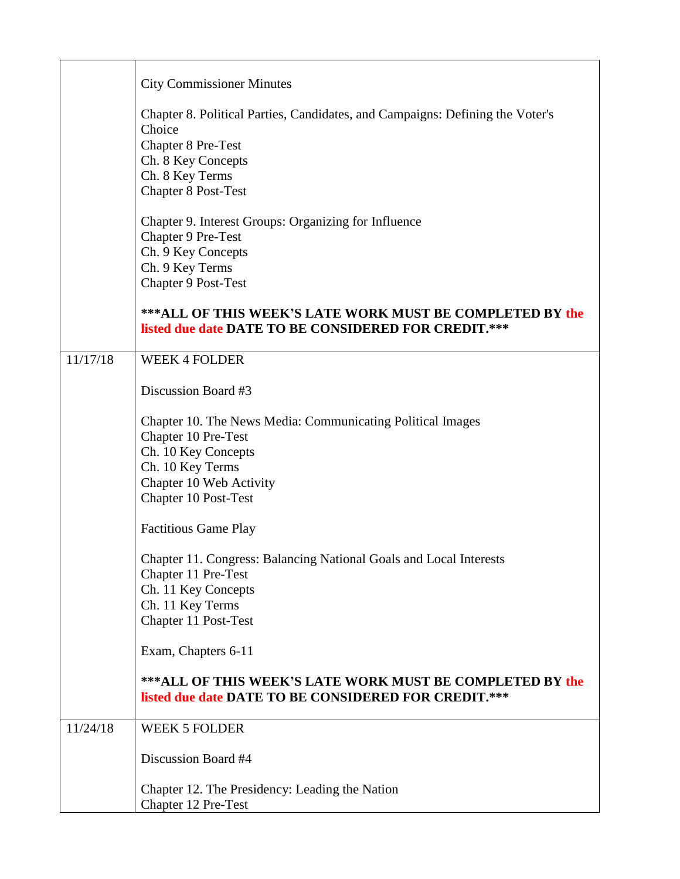| | |
|---|---|
| | City Commissioner Minutes<br><br>Chapter 8. Political Parties, Candidates, and Campaigns: Defining the Voter's Choice<br>Chapter 8 Pre-Test<br>Ch. 8 Key Concepts<br>Ch. 8 Key Terms<br>Chapter 8 Post-Test<br><br>Chapter 9. Interest Groups: Organizing for Influence<br>Chapter 9 Pre-Test<br>Ch. 9 Key Concepts<br>Ch. 9 Key Terms<br>Chapter 9 Post-Test<br><br>**\*\*\*ALL OF THIS WEEK'S LATE WORK MUST BE COMPLETED BY the listed due date DATE TO BE CONSIDERED FOR CREDIT.\*\*\*** |
| 11/17/18 | WEEK 4 FOLDER<br><br>Discussion Board #3<br><br>Chapter 10. The News Media: Communicating Political Images<br>Chapter 10 Pre-Test<br>Ch. 10 Key Concepts<br>Ch. 10 Key Terms<br>Chapter 10 Web Activity<br>Chapter 10 Post-Test<br><br>Factitious Game Play<br><br>Chapter 11. Congress: Balancing National Goals and Local Interests<br>Chapter 11 Pre-Test<br>Ch. 11 Key Concepts<br>Ch. 11 Key Terms<br>Chapter 11 Post-Test<br><br>Exam, Chapters 6-11<br><br>**\*\*\*ALL OF THIS WEEK'S LATE WORK MUST BE COMPLETED BY the listed due date DATE TO BE CONSIDERED FOR CREDIT.\*\*\*** |
| 11/24/18 | WEEK 5 FOLDER<br><br>Discussion Board #4<br><br>Chapter 12. The Presidency: Leading the Nation<br>Chapter 12 Pre-Test |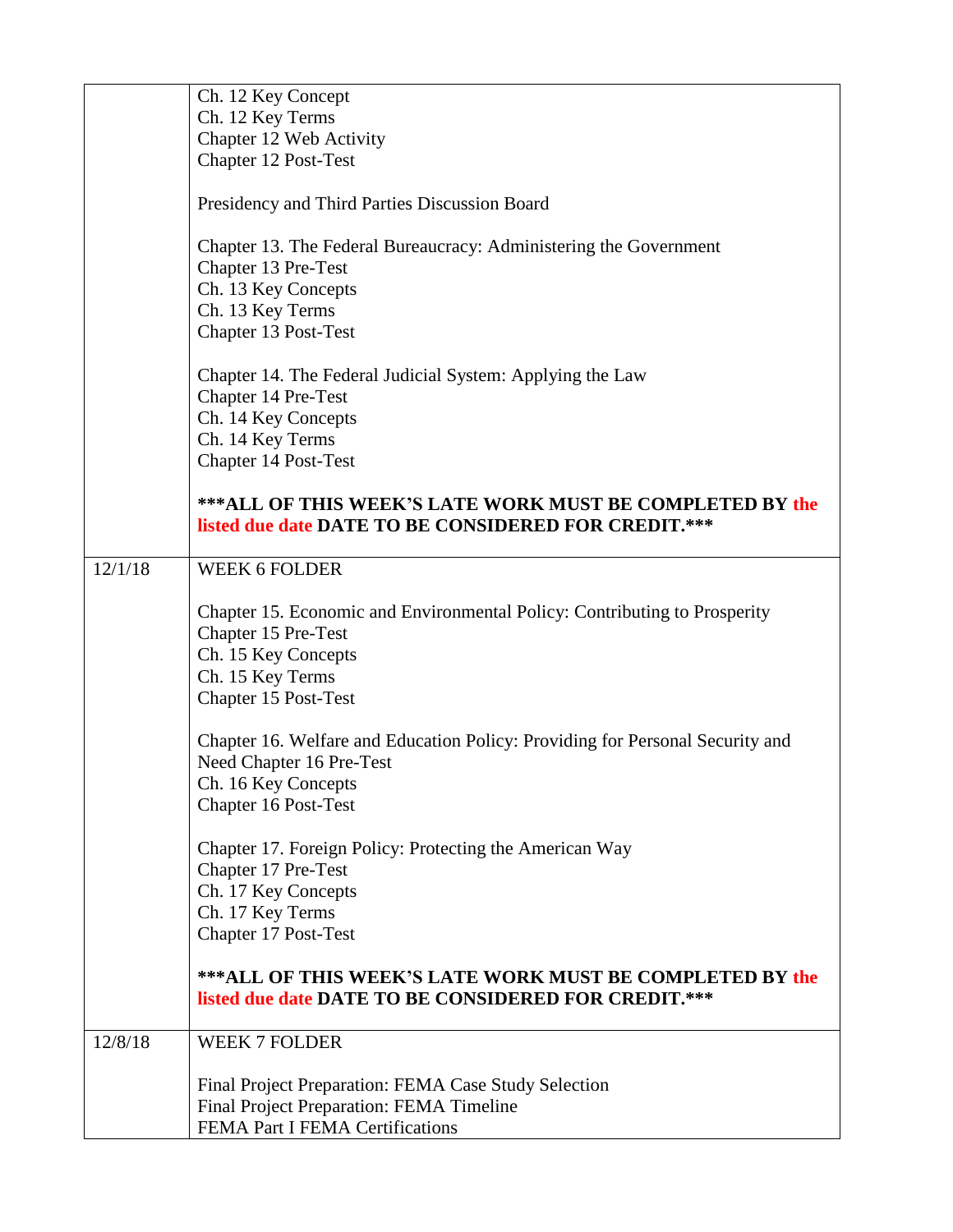| | |
|---|---|
| | Ch. 12 Key Concept<br>Ch. 12 Key Terms<br>Chapter 12 Web Activity<br>Chapter 12 Post-Test<br><br>Presidency and Third Parties Discussion Board<br><br>Chapter 13. The Federal Bureaucracy: Administering the Government<br>Chapter 13 Pre-Test<br>Ch. 13 Key Concepts<br>Ch. 13 Key Terms<br>Chapter 13 Post-Test<br><br>Chapter 14. The Federal Judicial System: Applying the Law<br>Chapter 14 Pre-Test<br>Ch. 14 Key Concepts<br>Ch. 14 Key Terms<br>Chapter 14 Post-Test<br><br>**\*\*\*ALL OF THIS WEEK'S LATE WORK MUST BE COMPLETED BY the listed due date DATE TO BE CONSIDERED FOR CREDIT.\*\*\*** |
| 12/1/18 | WEEK 6 FOLDER<br><br>Chapter 15. Economic and Environmental Policy: Contributing to Prosperity<br>Chapter 15 Pre-Test<br>Ch. 15 Key Concepts<br>Ch. 15 Key Terms<br>Chapter 15 Post-Test<br><br>Chapter 16. Welfare and Education Policy: Providing for Personal Security and Need Chapter 16 Pre-Test<br>Ch. 16 Key Concepts<br>Chapter 16 Post-Test<br><br>Chapter 17. Foreign Policy: Protecting the American Way<br>Chapter 17 Pre-Test<br>Ch. 17 Key Concepts<br>Ch. 17 Key Terms<br>Chapter 17 Post-Test<br><br>**\*\*\*ALL OF THIS WEEK'S LATE WORK MUST BE COMPLETED BY the listed due date DATE TO BE CONSIDERED FOR CREDIT.\*\*\*** |
| 12/8/18 | WEEK 7 FOLDER<br><br>Final Project Preparation: FEMA Case Study Selection<br>Final Project Preparation: FEMA Timeline<br>FEMA Part I FEMA Certifications |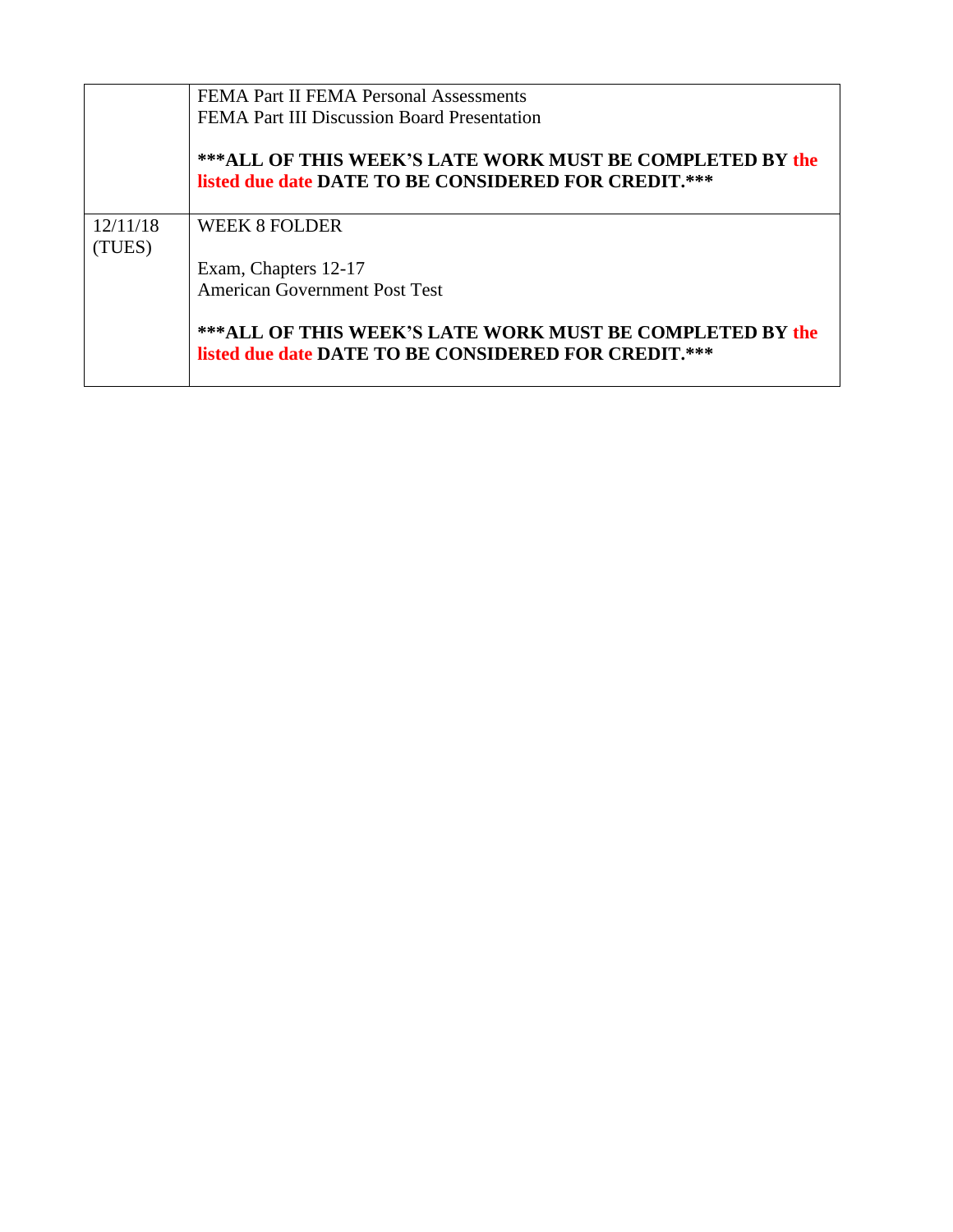| | |
|---|---|
| | FEMA Part II FEMA Personal Assessments<br>FEMA Part III Discussion Board Presentation<br><br>**\*\*\*ALL OF THIS WEEK'S LATE WORK MUST BE COMPLETED BY the listed due date DATE TO BE CONSIDERED FOR CREDIT.\*\*\*** |
| 12/11/18 (TUES) | WEEK 8 FOLDER<br><br>Exam, Chapters 12-17<br>American Government Post Test<br><br>**\*\*\*ALL OF THIS WEEK'S LATE WORK MUST BE COMPLETED BY the listed due date DATE TO BE CONSIDERED FOR CREDIT.\*\*\*** |